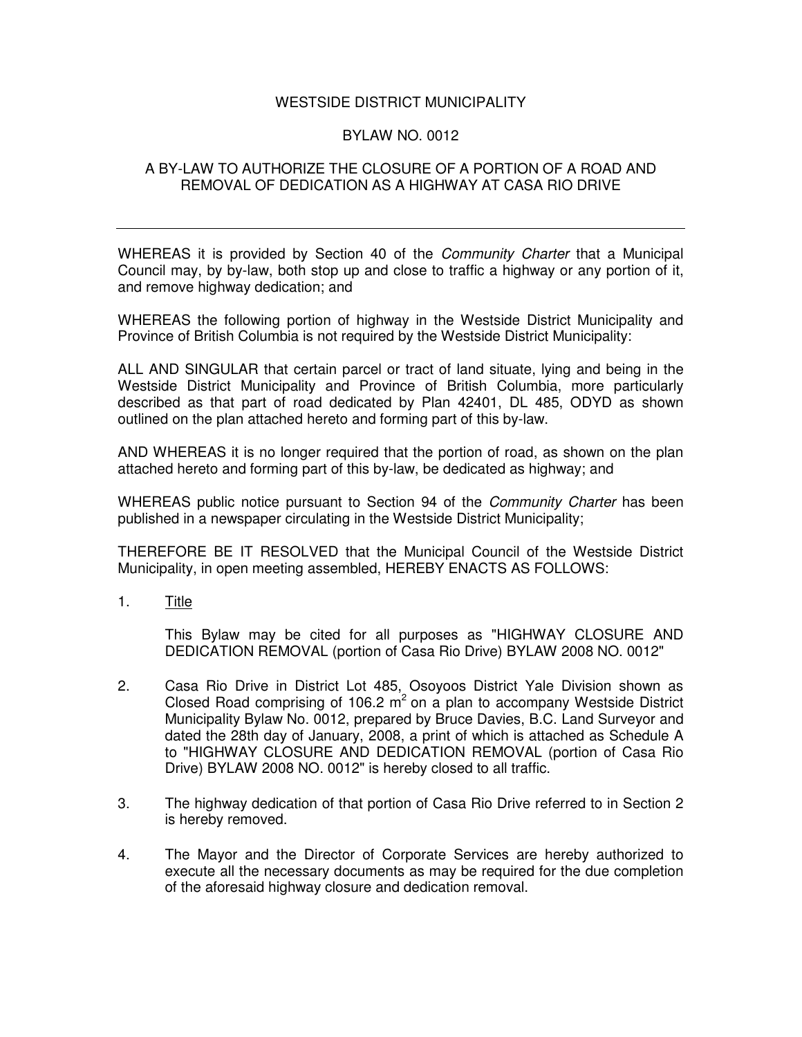# WESTSIDE DISTRICT MUNICIPALITY

## BYLAW NO. 0012

## A BY-LAW TO AUTHORIZE THE CLOSURE OF A PORTION OF A ROAD AND REMOVAL OF DEDICATION AS A HIGHWAY AT CASA RIO DRIVE

---

WHEREAS it is provided by Section 40 of the *Community Charter* that a Municipal Council may, by by-law, both stop up and close to traffic a highway or any portion of it, and remove highway dedication; and

WHEREAS the following portion of highway in the Westside District Municipality and Province of British Columbia is not required by the Westside District Municipality:

ALL AND SINGULAR that certain parcel or tract of land situate, lying and being in the Westside District Municipality and Province of British Columbia, more particularly described as that part of road dedicated by Plan 42401, DL 485, ODYD as shown outlined on the plan attached hereto and forming part of this by-law.

AND WHEREAS it is no longer required that the portion of road, as shown on the plan attached hereto and forming part of this by-law, be dedicated as highway; and

WHEREAS public notice pursuant to Section 94 of the *Community Charter* has been published in a newspaper circulating in the Westside District Municipality;

THEREFORE BE IT RESOLVED that the Municipal Council of the Westside District Municipality, in open meeting assembled, HEREBY ENACTS AS FOLLOWS:

1. Title

   This Bylaw may be cited for all purposes as "HIGHWAY CLOSURE AND DEDICATION REMOVAL (portion of Casa Rio Drive) BYLAW 2008 NO. 0012"

2. Casa Rio Drive in District Lot 485, Osoyoos District Yale Division shown as Closed Road comprising of 106.2 $m^2$ on a plan to accompany Westside District Municipality Bylaw No. 0012, prepared by Bruce Davies, B.C. Land Surveyor and dated the 28th day of January, 2008, a print of which is attached as Schedule A to "HIGHWAY CLOSURE AND DEDICATION REMOVAL (portion of Casa Rio Drive) BYLAW 2008 NO. 0012" is hereby closed to all traffic.

3. The highway dedication of that portion of Casa Rio Drive referred to in Section 2 is hereby removed.

4. The Mayor and the Director of Corporate Services are hereby authorized to execute all the necessary documents as may be required for the due completion of the aforesaid highway closure and dedication removal.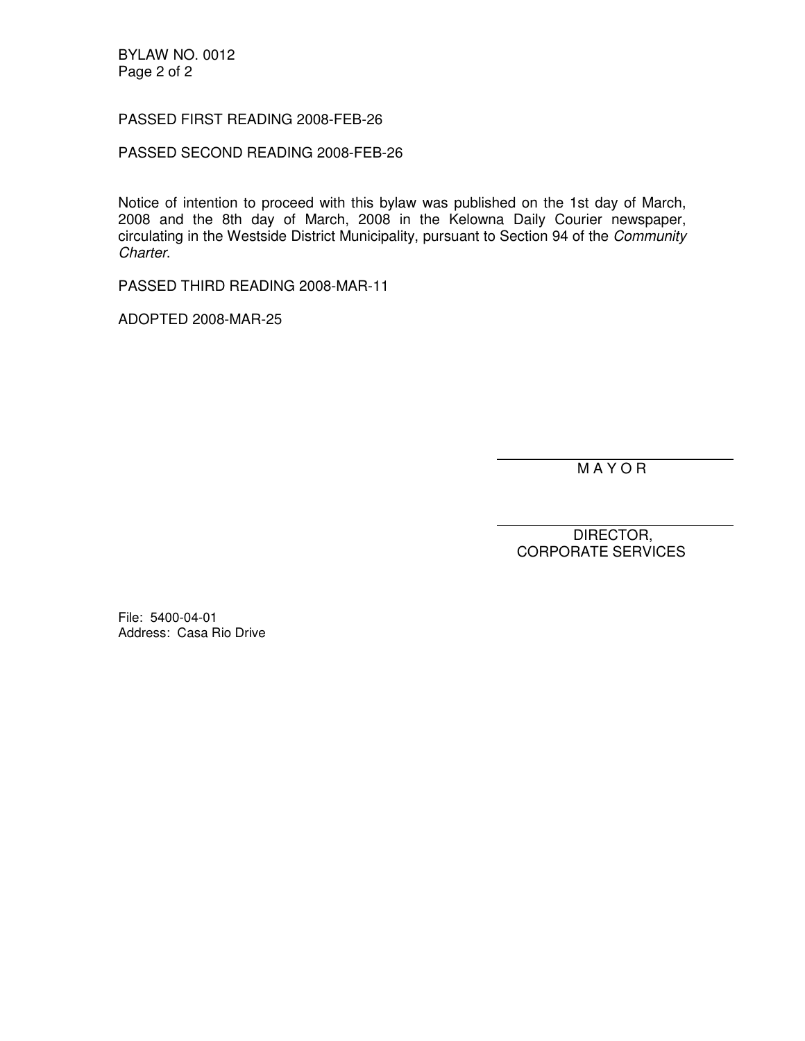BYLAW NO. 0012

PASSED FIRST READING 2008-FEB-26

PASSED SECOND READING 2008-FEB-26

Notice of intention to proceed with this bylaw was published on the 1st day of March, 2008 and the 8th day of March, 2008 in the Kelowna Daily Courier newspaper, circulating in the Westside District Municipality, pursuant to Section 94 of the *Community Charter*.

PASSED THIRD READING 2008-MAR-11

ADOPTED 2008-MAR-25

M A Y O R

DIRECTOR,
CORPORATE SERVICES

File: 5400-04-01
Address: Casa Rio Drive